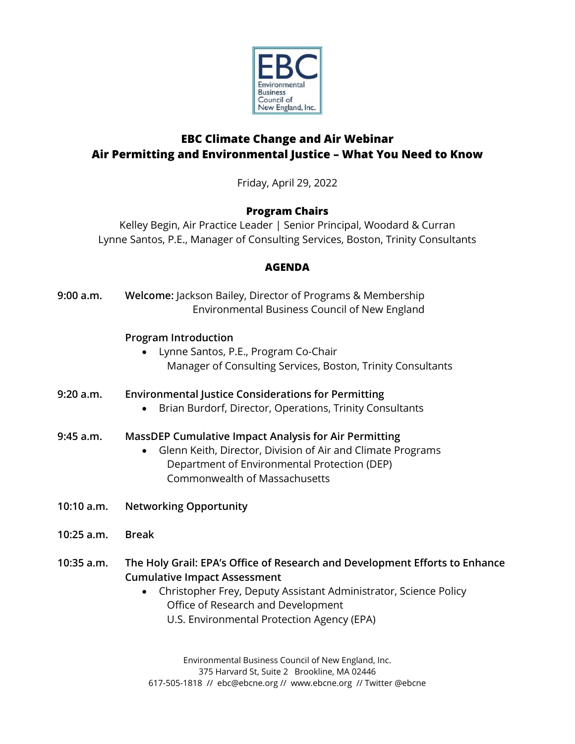# EBC Climate Change and Air Webinar
# Air Permitting and Environmental Justice – What You Need to Know

Friday, April 29, 2022

**Program Chairs**

Kelley Begin, Air Practice Leader | Senior Principal, Woodard & Curran
Lynne Santos, P.E., Manager of Consulting Services, Boston, Trinity Consultants

## AGENDA

**9:00 a.m.** **Welcome:** Jackson Bailey, Director of Programs & Membership
Environmental Business Council of New England

**Program Introduction**

- Lynne Santos, P.E., Program Co-Chair
  Manager of Consulting Services, Boston, Trinity Consultants

**9:20 a.m.** **Environmental Justice Considerations for Permitting**

- Brian Burdorf, Director, Operations, Trinity Consultants

**9:45 a.m.** **MassDEP Cumulative Impact Analysis for Air Permitting**

- Glenn Keith, Director, Division of Air and Climate Programs
  Department of Environmental Protection (DEP)
  Commonwealth of Massachusetts

**10:10 a.m.** **Networking Opportunity**

**10:25 a.m.** **Break**

**10:35 a.m.** **The Holy Grail: EPA's Office of Research and Development Efforts to Enhance Cumulative Impact Assessment**

- Christopher Frey, Deputy Assistant Administrator, Science Policy
  Office of Research and Development
  U.S. Environmental Protection Agency (EPA)

Environmental Business Council of New England, Inc.
375 Harvard St, Suite 2 Brookline, MA 02446
617-505-1818 // ebc@ebcne.org // www.ebcne.org // Twitter @ebcne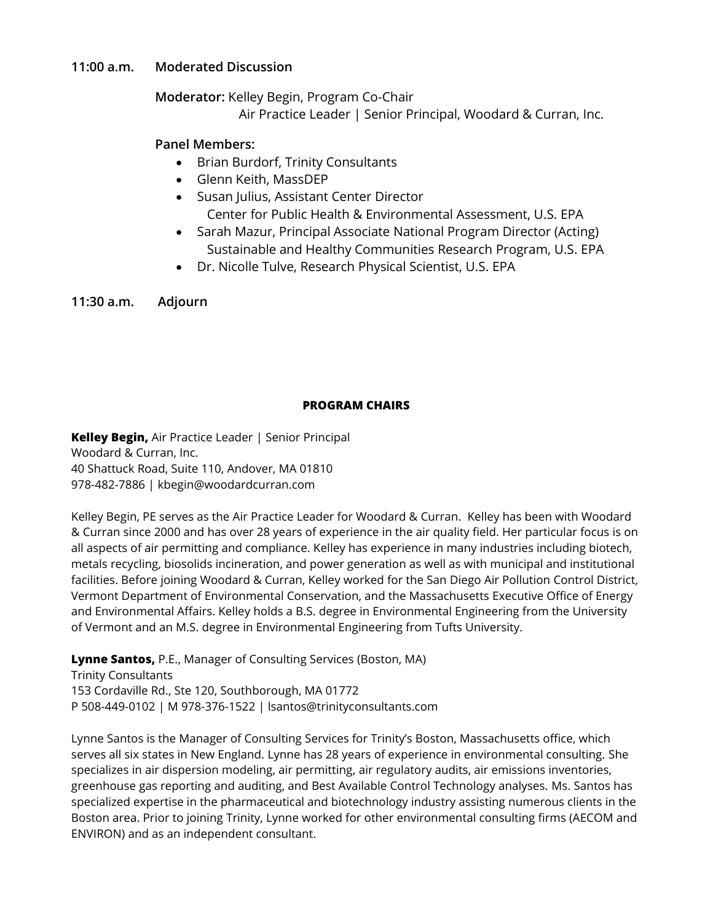**11:00 a.m. Moderated Discussion**

**Moderator:** Kelley Begin, Program Co-Chair
Air Practice Leader | Senior Principal, Woodard & Curran, Inc.

**Panel Members:**

- Brian Burdorf, Trinity Consultants
- Glenn Keith, MassDEP
- Susan Julius, Assistant Center Director
  Center for Public Health & Environmental Assessment, U.S. EPA
- Sarah Mazur, Principal Associate National Program Director (Acting)
  Sustainable and Healthy Communities Research Program, U.S. EPA
- Dr. Nicolle Tulve, Research Physical Scientist, U.S. EPA

**11:30 a.m. Adjourn**

## PROGRAM CHAIRS

**Kelley Begin,** Air Practice Leader | Senior Principal
Woodard & Curran, Inc.
40 Shattuck Road, Suite 110, Andover, MA 01810
978-482-7886 | kbegin@woodardcurran.com

Kelley Begin, PE serves as the Air Practice Leader for Woodard & Curran. Kelley has been with Woodard & Curran since 2000 and has over 28 years of experience in the air quality field. Her particular focus is on all aspects of air permitting and compliance. Kelley has experience in many industries including biotech, metals recycling, biosolids incineration, and power generation as well as with municipal and institutional facilities. Before joining Woodard & Curran, Kelley worked for the San Diego Air Pollution Control District, Vermont Department of Environmental Conservation, and the Massachusetts Executive Office of Energy and Environmental Affairs. Kelley holds a B.S. degree in Environmental Engineering from the University of Vermont and an M.S. degree in Environmental Engineering from Tufts University.

**Lynne Santos,** P.E., Manager of Consulting Services (Boston, MA)
Trinity Consultants
153 Cordaville Rd., Ste 120, Southborough, MA 01772
P 508-449-0102 | M 978-376-1522 | lsantos@trinityconsultants.com

Lynne Santos is the Manager of Consulting Services for Trinity's Boston, Massachusetts office, which serves all six states in New England. Lynne has 28 years of experience in environmental consulting. She specializes in air dispersion modeling, air permitting, air regulatory audits, air emissions inventories, greenhouse gas reporting and auditing, and Best Available Control Technology analyses. Ms. Santos has specialized expertise in the pharmaceutical and biotechnology industry assisting numerous clients in the Boston area. Prior to joining Trinity, Lynne worked for other environmental consulting firms (AECOM and ENVIRON) and as an independent consultant.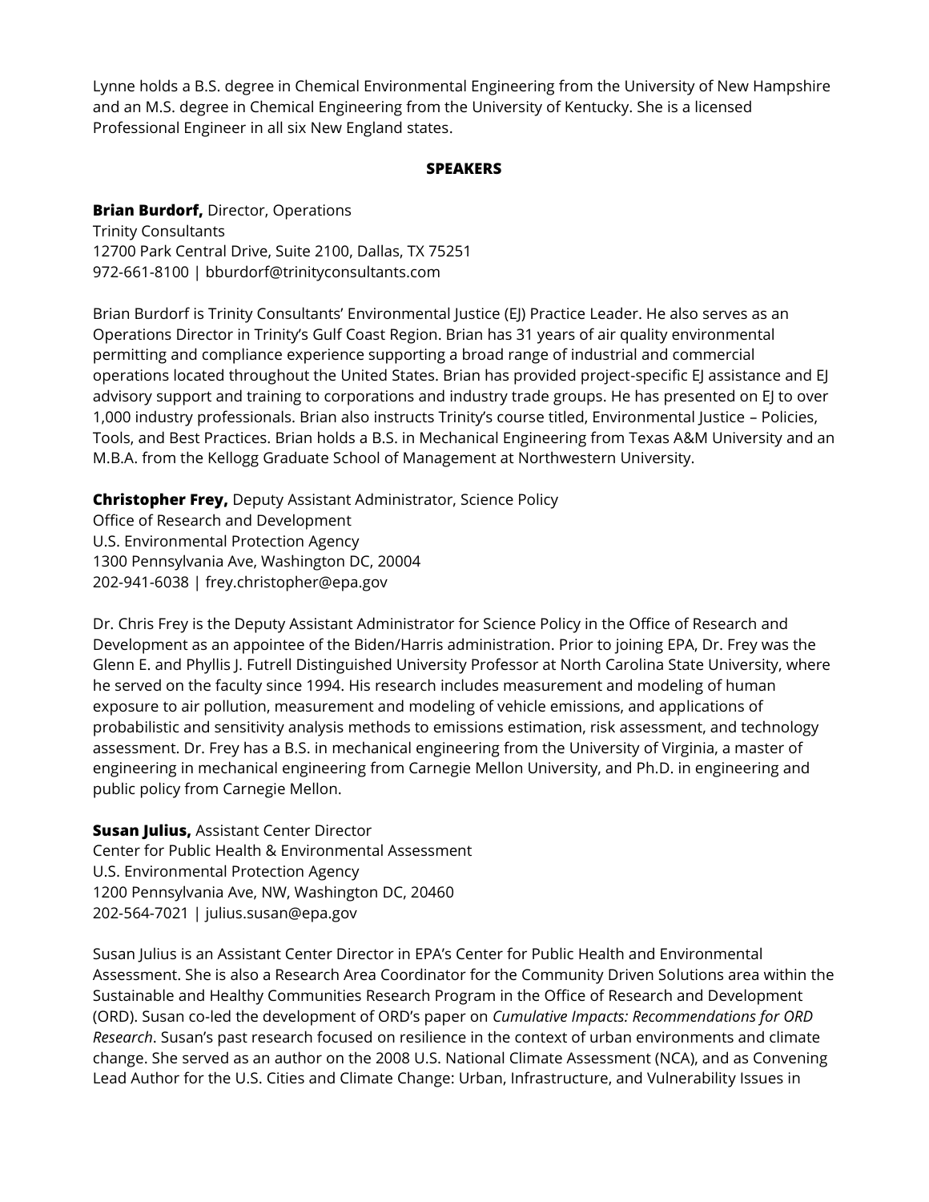Lynne holds a B.S. degree in Chemical Environmental Engineering from the University of New Hampshire and an M.S. degree in Chemical Engineering from the University of Kentucky. She is a licensed Professional Engineer in all six New England states.

## SPEAKERS

**Brian Burdorf,** Director, Operations
Trinity Consultants
12700 Park Central Drive, Suite 2100, Dallas, TX 75251
972-661-8100 | bburdorf@trinityconsultants.com

Brian Burdorf is Trinity Consultants' Environmental Justice (EJ) Practice Leader. He also serves as an Operations Director in Trinity's Gulf Coast Region. Brian has 31 years of air quality environmental permitting and compliance experience supporting a broad range of industrial and commercial operations located throughout the United States. Brian has provided project-specific EJ assistance and EJ advisory support and training to corporations and industry trade groups. He has presented on EJ to over 1,000 industry professionals. Brian also instructs Trinity's course titled, Environmental Justice – Policies, Tools, and Best Practices. Brian holds a B.S. in Mechanical Engineering from Texas A&M University and an M.B.A. from the Kellogg Graduate School of Management at Northwestern University.

**Christopher Frey,** Deputy Assistant Administrator, Science Policy
Office of Research and Development
U.S. Environmental Protection Agency
1300 Pennsylvania Ave, Washington DC, 20004
202-941-6038 | frey.christopher@epa.gov

Dr. Chris Frey is the Deputy Assistant Administrator for Science Policy in the Office of Research and Development as an appointee of the Biden/Harris administration. Prior to joining EPA, Dr. Frey was the Glenn E. and Phyllis J. Futrell Distinguished University Professor at North Carolina State University, where he served on the faculty since 1994. His research includes measurement and modeling of human exposure to air pollution, measurement and modeling of vehicle emissions, and applications of probabilistic and sensitivity analysis methods to emissions estimation, risk assessment, and technology assessment. Dr. Frey has a B.S. in mechanical engineering from the University of Virginia, a master of engineering in mechanical engineering from Carnegie Mellon University, and Ph.D. in engineering and public policy from Carnegie Mellon.

**Susan Julius,** Assistant Center Director
Center for Public Health & Environmental Assessment
U.S. Environmental Protection Agency
1200 Pennsylvania Ave, NW, Washington DC, 20460
202-564-7021 | julius.susan@epa.gov

Susan Julius is an Assistant Center Director in EPA's Center for Public Health and Environmental Assessment. She is also a Research Area Coordinator for the Community Driven Solutions area within the Sustainable and Healthy Communities Research Program in the Office of Research and Development (ORD). Susan co-led the development of ORD's paper on *Cumulative Impacts: Recommendations for ORD Research*. Susan's past research focused on resilience in the context of urban environments and climate change. She served as an author on the 2008 U.S. National Climate Assessment (NCA), and as Convening Lead Author for the U.S. Cities and Climate Change: Urban, Infrastructure, and Vulnerability Issues in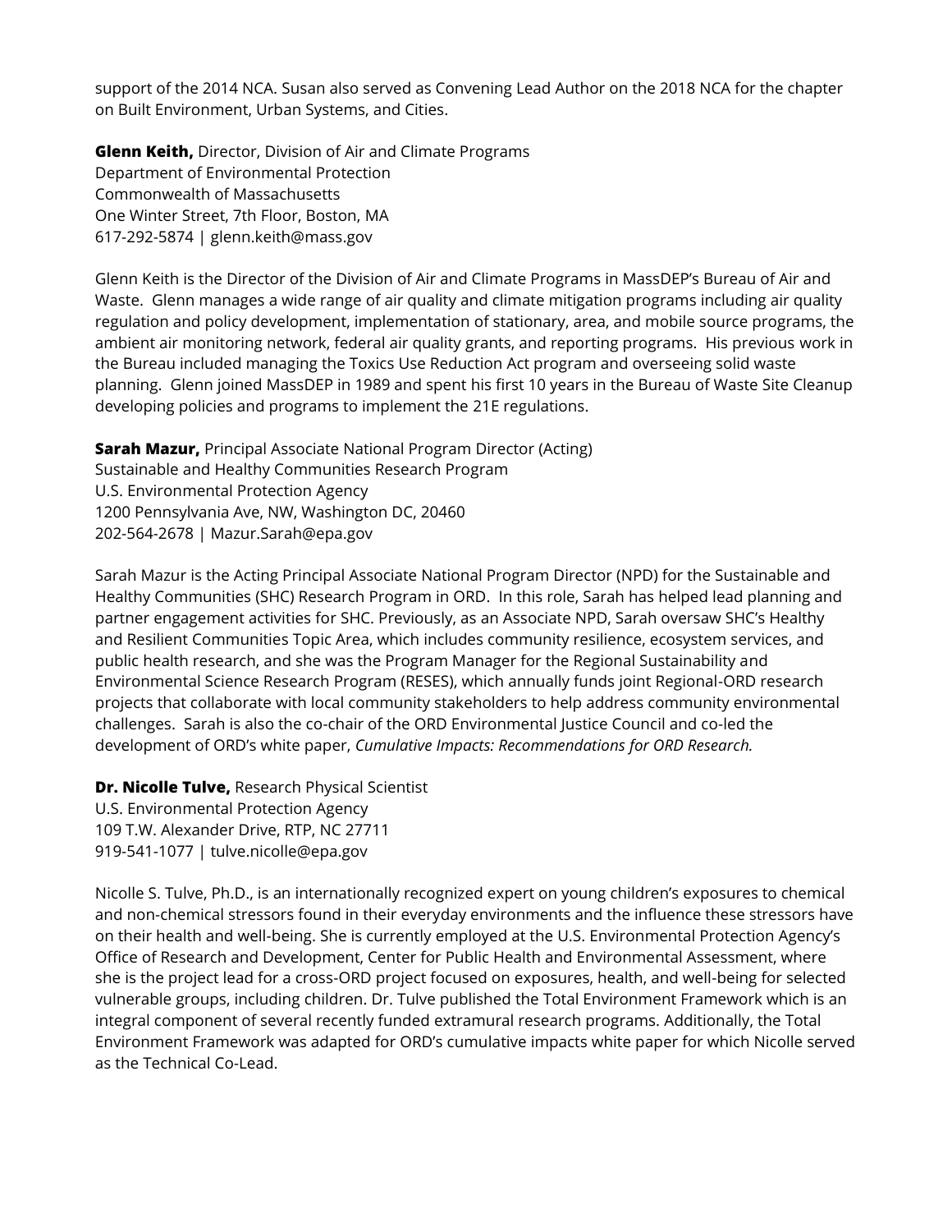support of the 2014 NCA. Susan also served as Convening Lead Author on the 2018 NCA for the chapter on Built Environment, Urban Systems, and Cities.

**Glenn Keith,** Director, Division of Air and Climate Programs
Department of Environmental Protection
Commonwealth of Massachusetts
One Winter Street, 7th Floor, Boston, MA
617-292-5874 | glenn.keith@mass.gov

Glenn Keith is the Director of the Division of Air and Climate Programs in MassDEP's Bureau of Air and Waste. Glenn manages a wide range of air quality and climate mitigation programs including air quality regulation and policy development, implementation of stationary, area, and mobile source programs, the ambient air monitoring network, federal air quality grants, and reporting programs. His previous work in the Bureau included managing the Toxics Use Reduction Act program and overseeing solid waste planning. Glenn joined MassDEP in 1989 and spent his first 10 years in the Bureau of Waste Site Cleanup developing policies and programs to implement the 21E regulations.

**Sarah Mazur,** Principal Associate National Program Director (Acting)
Sustainable and Healthy Communities Research Program
U.S. Environmental Protection Agency
1200 Pennsylvania Ave, NW, Washington DC, 20460
202-564-2678 | Mazur.Sarah@epa.gov

Sarah Mazur is the Acting Principal Associate National Program Director (NPD) for the Sustainable and Healthy Communities (SHC) Research Program in ORD. In this role, Sarah has helped lead planning and partner engagement activities for SHC. Previously, as an Associate NPD, Sarah oversaw SHC's Healthy and Resilient Communities Topic Area, which includes community resilience, ecosystem services, and public health research, and she was the Program Manager for the Regional Sustainability and Environmental Science Research Program (RESES), which annually funds joint Regional-ORD research projects that collaborate with local community stakeholders to help address community environmental challenges. Sarah is also the co-chair of the ORD Environmental Justice Council and co-led the development of ORD's white paper, *Cumulative Impacts: Recommendations for ORD Research.*

**Dr. Nicolle Tulve,** Research Physical Scientist
U.S. Environmental Protection Agency
109 T.W. Alexander Drive, RTP, NC 27711
919-541-1077 | tulve.nicolle@epa.gov

Nicolle S. Tulve, Ph.D., is an internationally recognized expert on young children's exposures to chemical and non-chemical stressors found in their everyday environments and the influence these stressors have on their health and well-being. She is currently employed at the U.S. Environmental Protection Agency's Office of Research and Development, Center for Public Health and Environmental Assessment, where she is the project lead for a cross-ORD project focused on exposures, health, and well-being for selected vulnerable groups, including children. Dr. Tulve published the Total Environment Framework which is an integral component of several recently funded extramural research programs. Additionally, the Total Environment Framework was adapted for ORD's cumulative impacts white paper for which Nicolle served as the Technical Co-Lead.